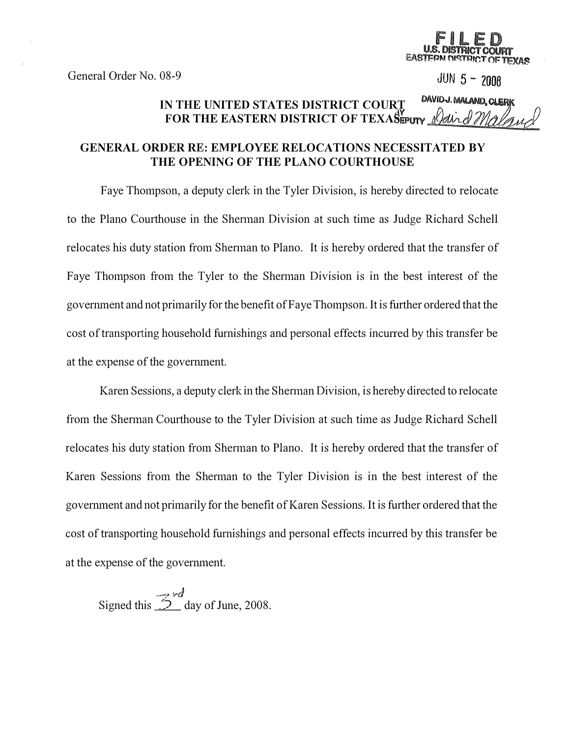General Order No. 08-9

FILED
U.S. DISTRICT COURT
EASTERN DISTRICT OF TEXAS

JUN 5 - 2008

DAVID J. MALAND, CLERK
BY DEPUTY David Maland

**IN THE UNITED STATES DISTRICT COURT**
**FOR THE EASTERN DISTRICT OF TEXAS**

## GENERAL ORDER RE: EMPLOYEE RELOCATIONS NECESSITATED BY THE OPENING OF THE PLANO COURTHOUSE

Faye Thompson, a deputy clerk in the Tyler Division, is hereby directed to relocate to the Plano Courthouse in the Sherman Division at such time as Judge Richard Schell relocates his duty station from Sherman to Plano. It is hereby ordered that the transfer of Faye Thompson from the Tyler to the Sherman Division is in the best interest of the government and not primarily for the benefit of Faye Thompson. It is further ordered that the cost of transporting household furnishings and personal effects incurred by this transfer be at the expense of the government.

Karen Sessions, a deputy clerk in the Sherman Division, is hereby directed to relocate from the Sherman Courthouse to the Tyler Division at such time as Judge Richard Schell relocates his duty station from Sherman to Plano. It is hereby ordered that the transfer of Karen Sessions from the Sherman to the Tyler Division is in the best interest of the government and not primarily for the benefit of Karen Sessions. It is further ordered that the cost of transporting household furnishings and personal effects incurred by this transfer be at the expense of the government.

Signed this 3rd day of June, 2008.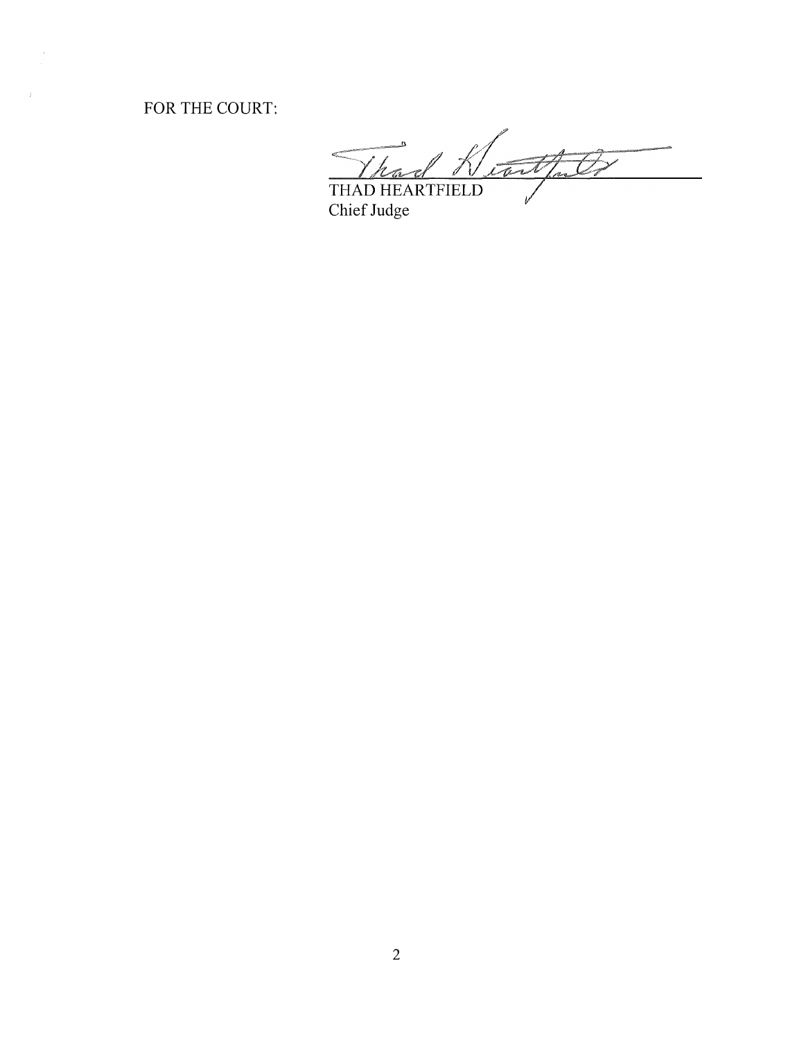FOR THE COURT:

THAD HEARTFIELD
Chief Judge